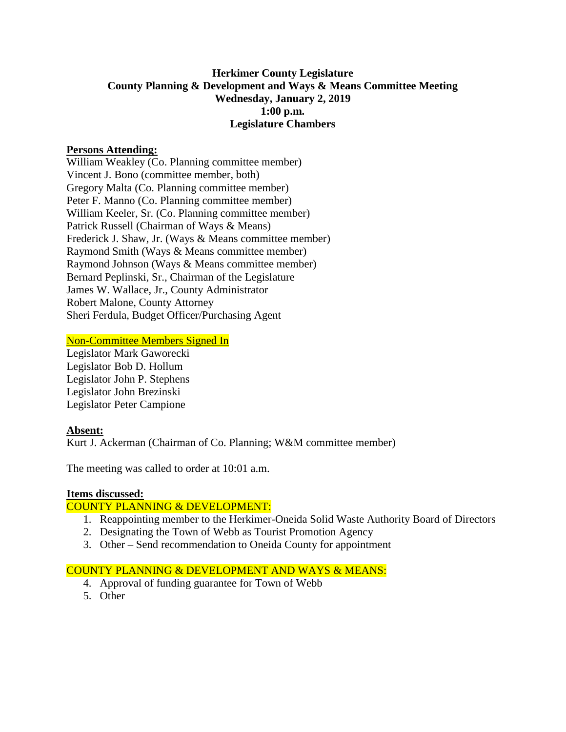**Herkimer County Legislature**
**County Planning & Development and Ways & Means Committee Meeting**
**Wednesday, January 2, 2019**
**1:00 p.m.**
**Legislature Chambers**

**Persons Attending:**

William Weakley (Co. Planning committee member)
Vincent J. Bono (committee member, both)
Gregory Malta (Co. Planning committee member)
Peter F. Manno (Co. Planning committee member)
William Keeler, Sr. (Co. Planning committee member)
Patrick Russell (Chairman of Ways & Means)
Frederick J. Shaw, Jr. (Ways & Means committee member)
Raymond Smith (Ways & Means committee member)
Raymond Johnson (Ways & Means committee member)
Bernard Peplinski, Sr., Chairman of the Legislature
James W. Wallace, Jr., County Administrator
Robert Malone, County Attorney
Sheri Ferdula, Budget Officer/Purchasing Agent

Non-Committee Members Signed In

Legislator Mark Gaworecki
Legislator Bob D. Hollum
Legislator John P. Stephens
Legislator John Brezinski
Legislator Peter Campione

**Absent:**

Kurt J. Ackerman (Chairman of Co. Planning; W&M committee member)

The meeting was called to order at 10:01 a.m.

**Items discussed:**

COUNTY PLANNING & DEVELOPMENT:

1. Reappointing member to the Herkimer-Oneida Solid Waste Authority Board of Directors
2. Designating the Town of Webb as Tourist Promotion Agency
3. Other – Send recommendation to Oneida County for appointment

COUNTY PLANNING & DEVELOPMENT AND WAYS & MEANS:

4. Approval of funding guarantee for Town of Webb
5. Other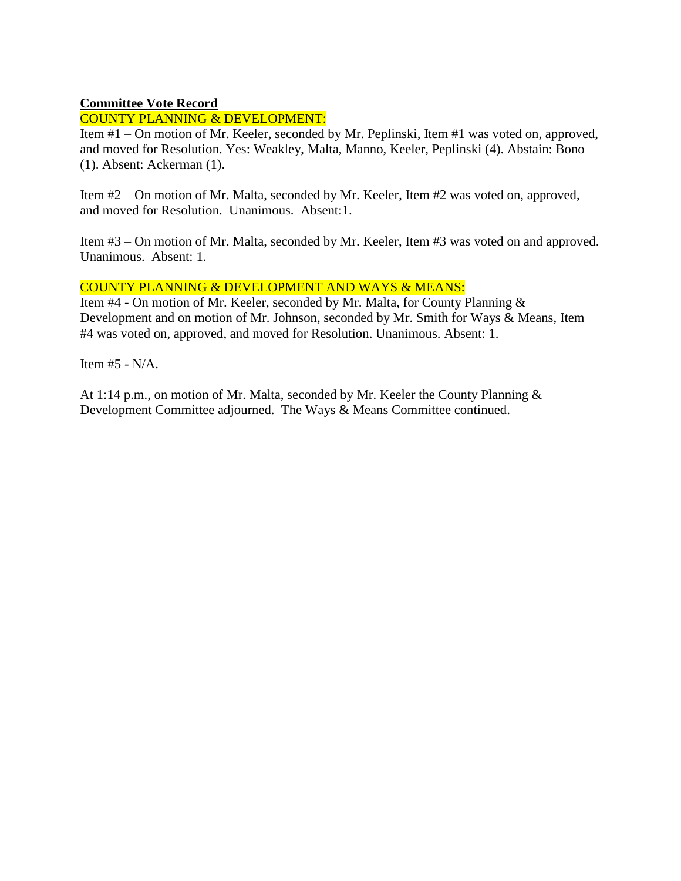**Committee Vote Record**

COUNTY PLANNING & DEVELOPMENT:

Item #1 – On motion of Mr. Keeler, seconded by Mr. Peplinski, Item #1 was voted on, approved, and moved for Resolution. Yes: Weakley, Malta, Manno, Keeler, Peplinski (4). Abstain: Bono (1). Absent: Ackerman (1).

Item #2 – On motion of Mr. Malta, seconded by Mr. Keeler, Item #2 was voted on, approved, and moved for Resolution. Unanimous. Absent:1.

Item #3 – On motion of Mr. Malta, seconded by Mr. Keeler, Item #3 was voted on and approved. Unanimous. Absent: 1.

COUNTY PLANNING & DEVELOPMENT AND WAYS & MEANS:

Item #4 - On motion of Mr. Keeler, seconded by Mr. Malta, for County Planning & Development and on motion of Mr. Johnson, seconded by Mr. Smith for Ways & Means, Item #4 was voted on, approved, and moved for Resolution. Unanimous. Absent: 1.

Item #5 - N/A.

At 1:14 p.m., on motion of Mr. Malta, seconded by Mr. Keeler the County Planning & Development Committee adjourned. The Ways & Means Committee continued.